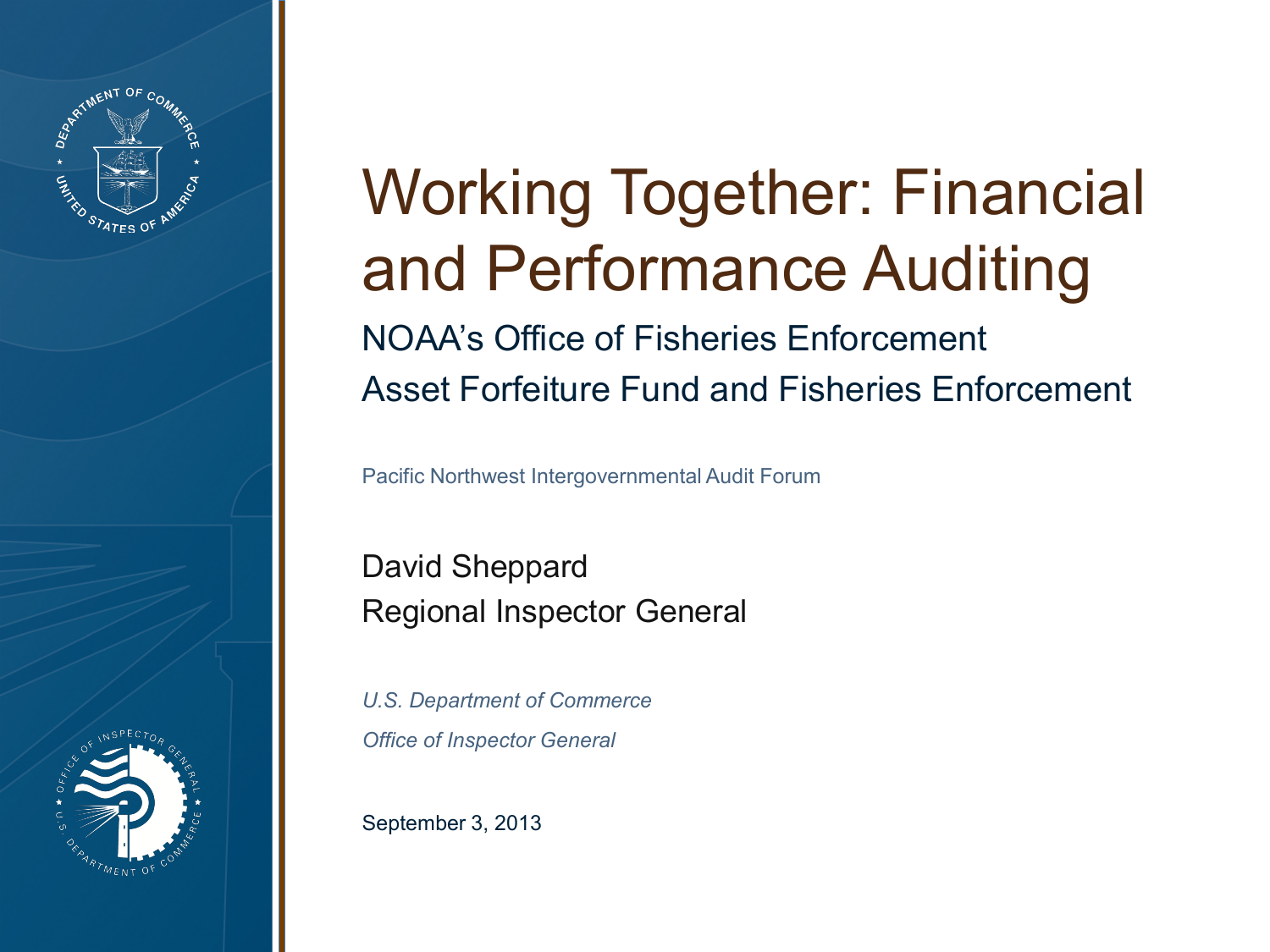# Working Together: Financial and Performance Auditing

## NOAA's Office of Fisheries Enforcement Asset Forfeiture Fund and Fisheries Enforcement

Pacific Northwest Intergovernmental Audit Forum

David Sheppard
Regional Inspector General

*U.S. Department of Commerce*

*Office of Inspector General*

September 3, 2013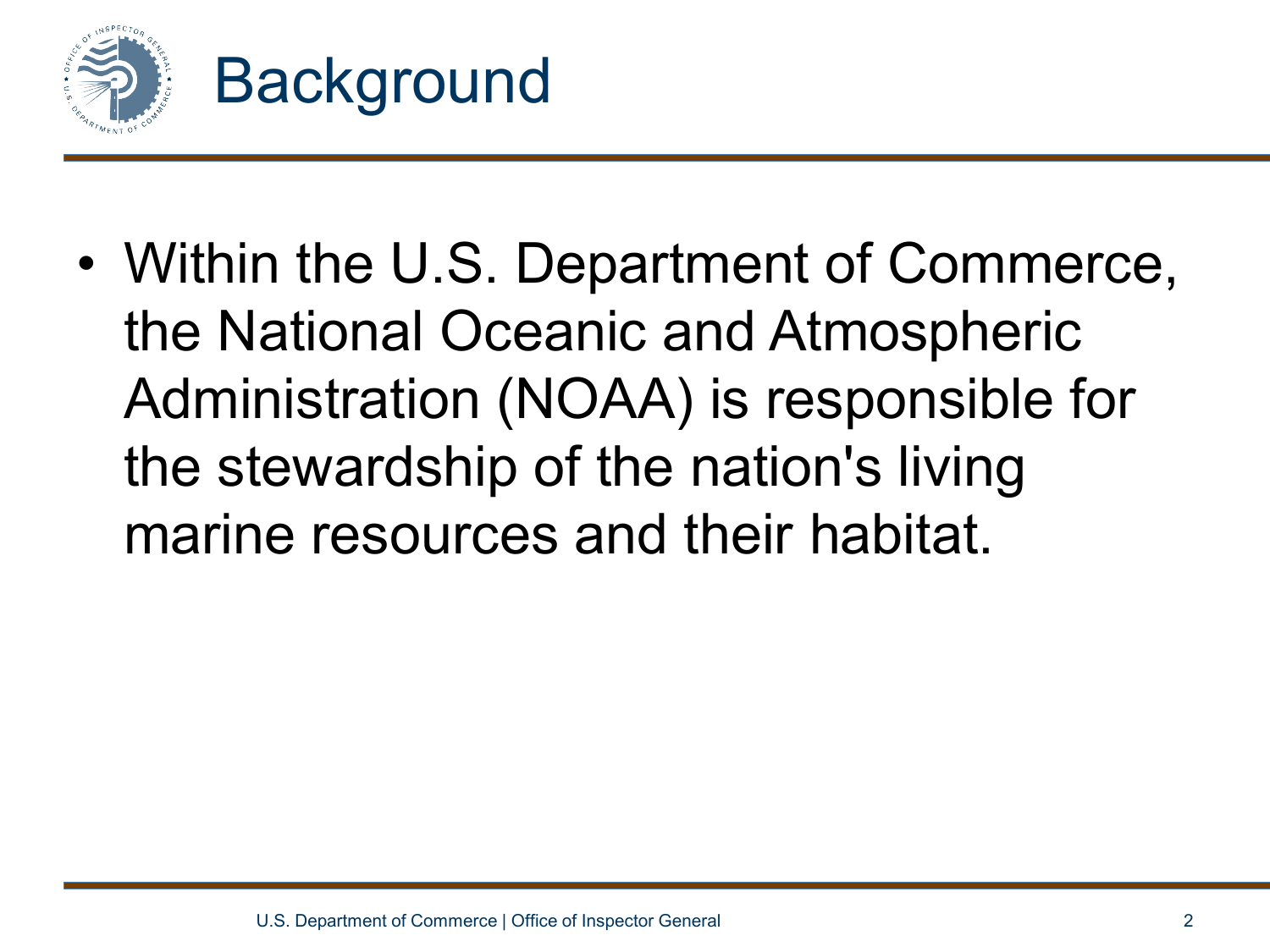# Background

- Within the U.S. Department of Commerce, the National Oceanic and Atmospheric Administration (NOAA) is responsible for the stewardship of the nation's living marine resources and their habitat.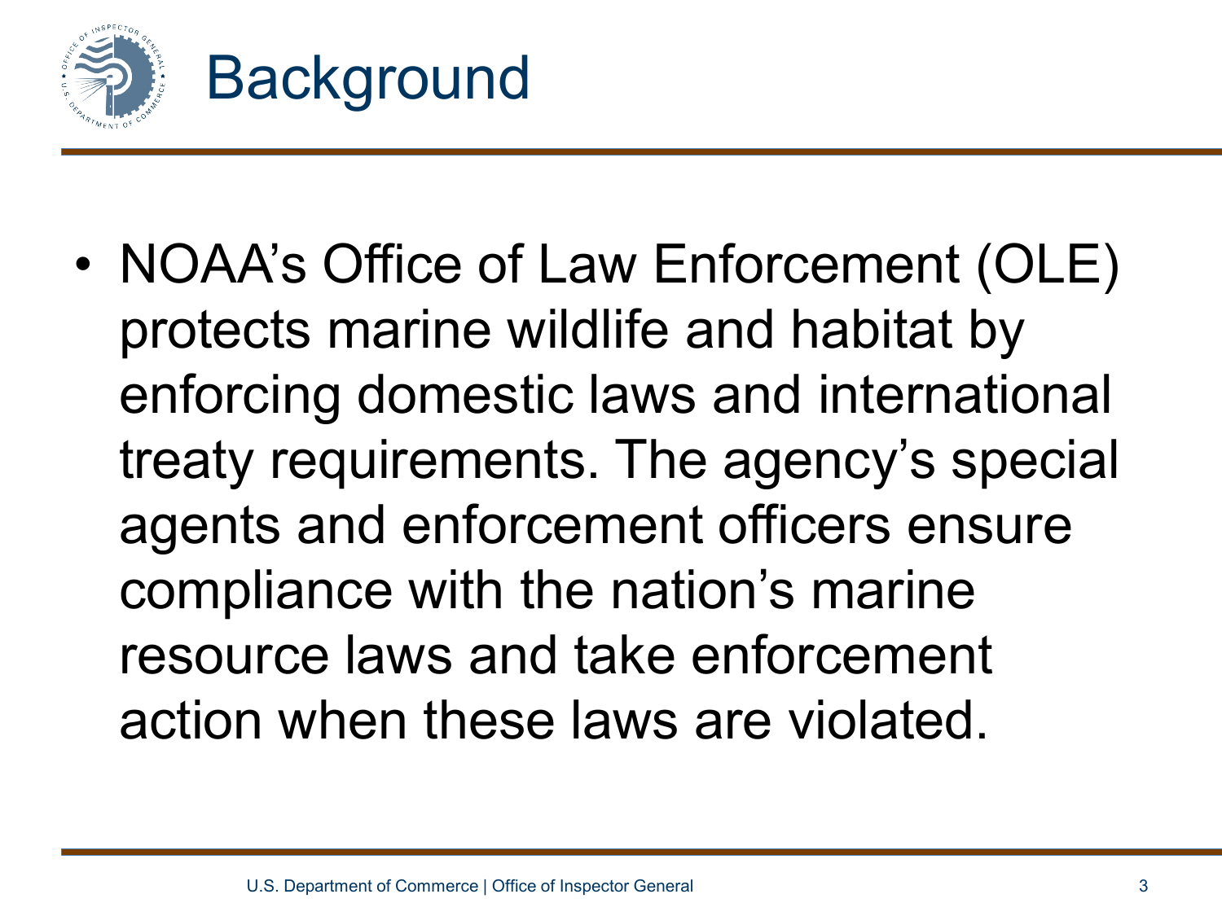# Background

- NOAA's Office of Law Enforcement (OLE) protects marine wildlife and habitat by enforcing domestic laws and international treaty requirements. The agency's special agents and enforcement officers ensure compliance with the nation's marine resource laws and take enforcement action when these laws are violated.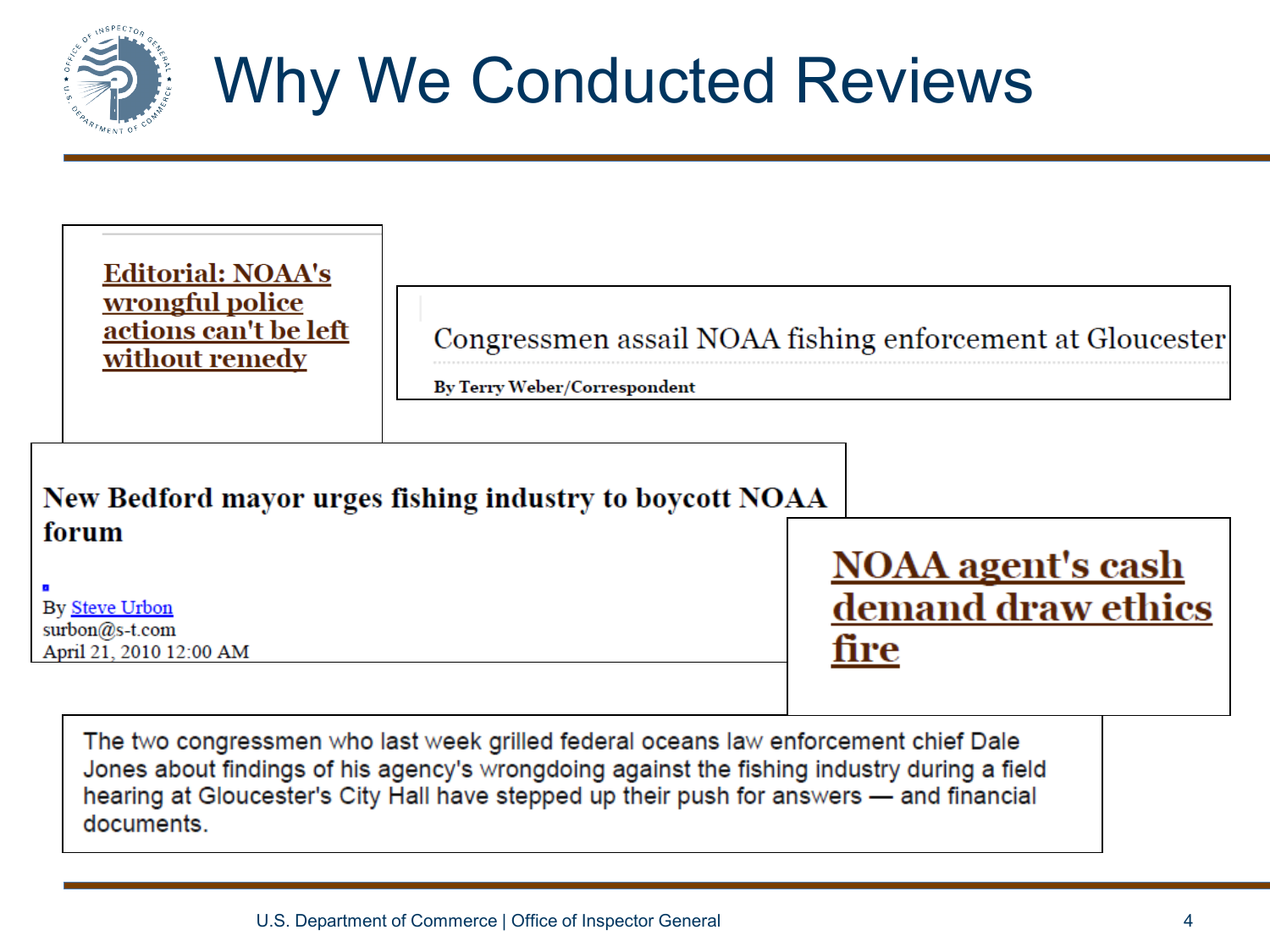# Why We Conducted Reviews

**Editorial: NOAA's wrongful police actions can't be left without remedy**

Congressmen assail NOAA fishing enforcement at Gloucester

By Terry Weber/Correspondent

**New Bedford mayor urges fishing industry to boycott NOAA forum**

By Steve Urbon
surbon@s-t.com
April 21, 2010 12:00 AM

**NOAA agent's cash demand draw ethics fire**

The two congressmen who last week grilled federal oceans law enforcement chief Dale Jones about findings of his agency's wrongdoing against the fishing industry during a field hearing at Gloucester's City Hall have stepped up their push for answers — and financial documents.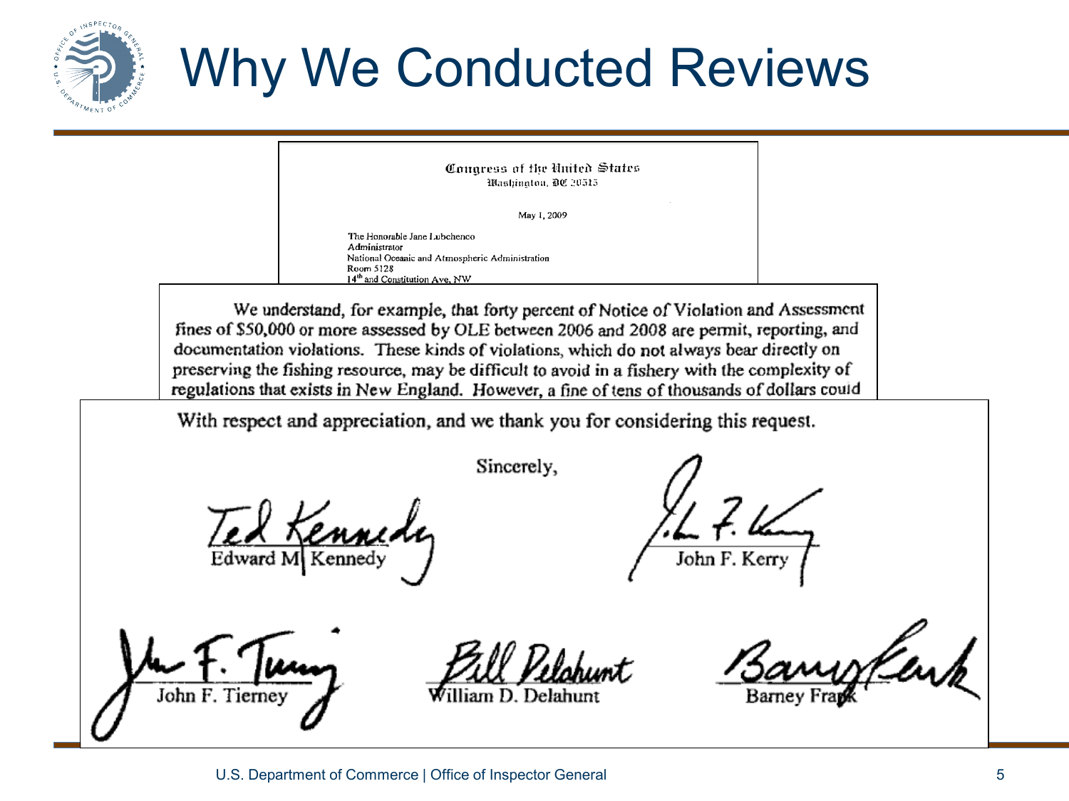# Why We Conducted Reviews

Congress of the United States
Washington, DC 20515

May 1, 2009

The Honorable Jane Lubchenco
Administrator
National Oceanic and Atmospheric Administration
Room 5128
14th and Constitution Ave, NW

We understand, for example, that forty percent of Notice of Violation and Assessment fines of $50,000 or more assessed by OLE between 2006 and 2008 are permit, reporting, and documentation violations. These kinds of violations, which do not always bear directly on preserving the fishing resource, may be difficult to avoid in a fishery with the complexity of regulations that exists in New England. However, a fine of tens of thousands of dollars could

With respect and appreciation, and we thank you for considering this request.

Sincerely,

Edward M. Kennedy

John F. Kerry

John F. Tierney

William D. Delahunt

Barney Frank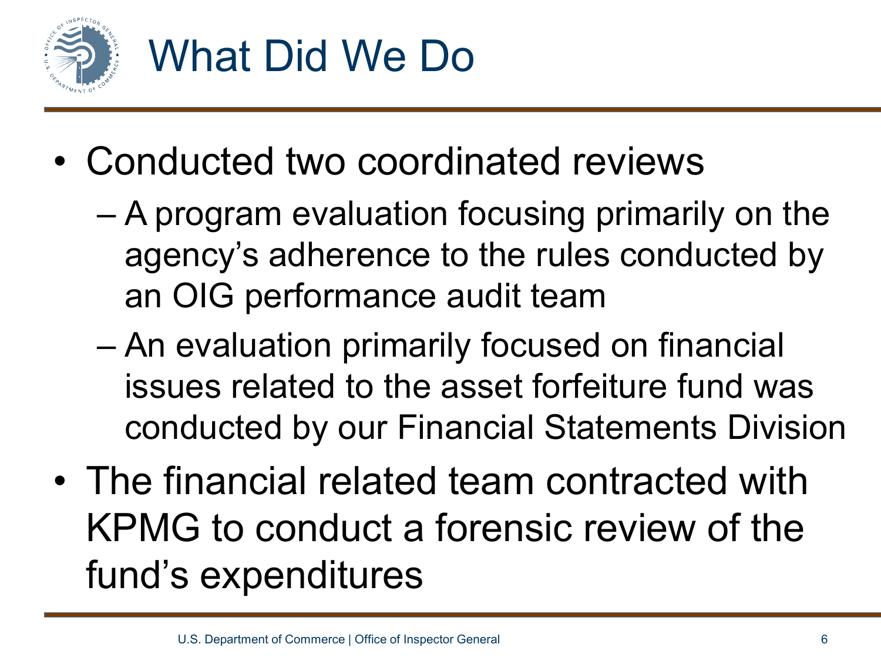# What Did We Do

- Conducted two coordinated reviews
  - A program evaluation focusing primarily on the agency's adherence to the rules conducted by an OIG performance audit team
  - An evaluation primarily focused on financial issues related to the asset forfeiture fund was conducted by our Financial Statements Division
- The financial related team contracted with KPMG to conduct a forensic review of the fund's expenditures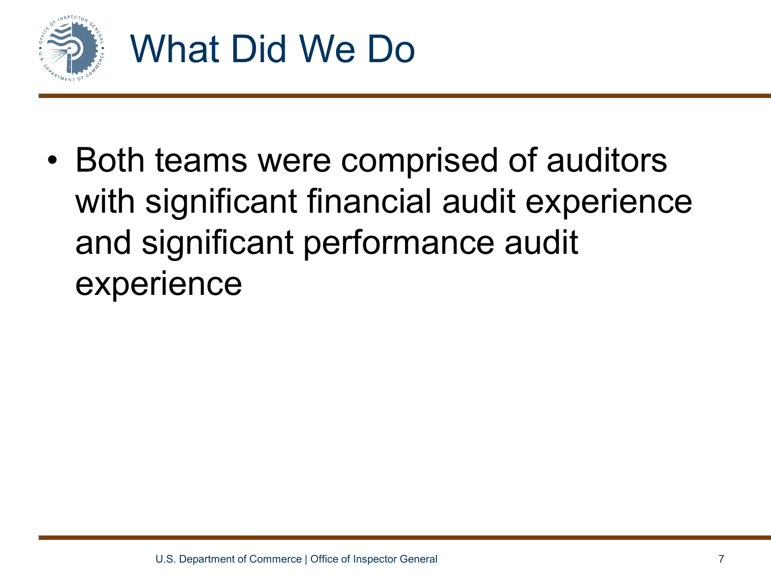# What Did We Do

- Both teams were comprised of auditors with significant financial audit experience and significant performance audit experience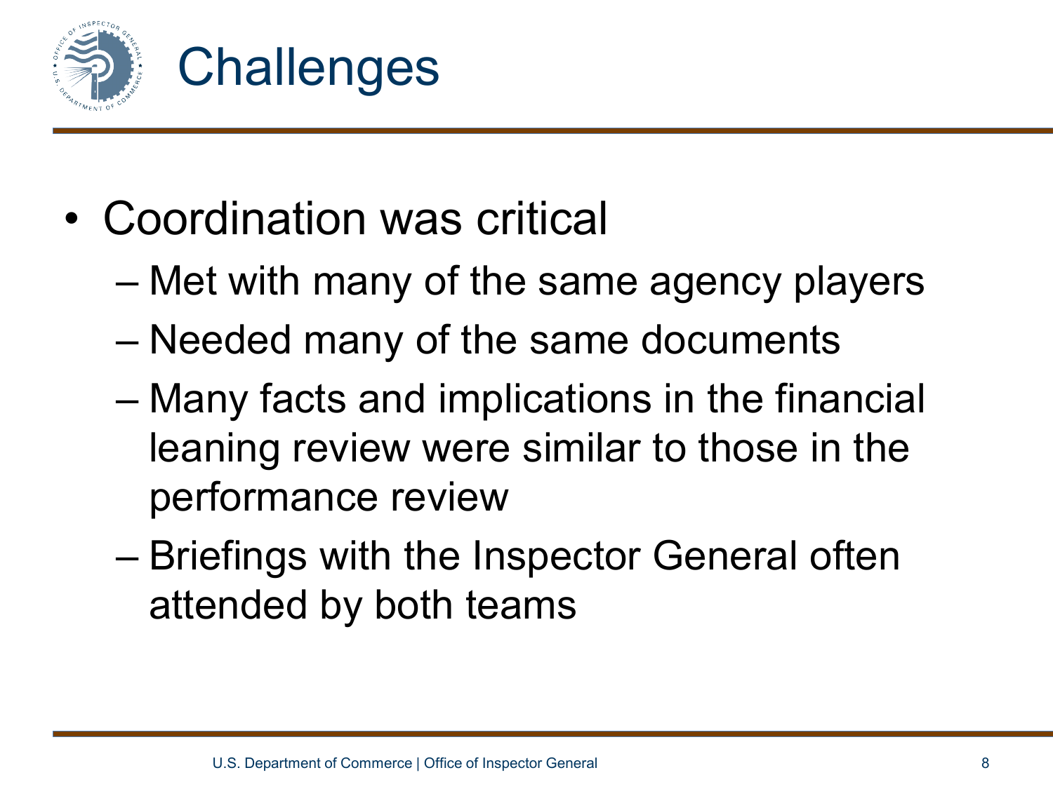# Challenges

- Coordination was critical
  - Met with many of the same agency players
  - Needed many of the same documents
  - Many facts and implications in the financial leaning review were similar to those in the performance review
  - Briefings with the Inspector General often attended by both teams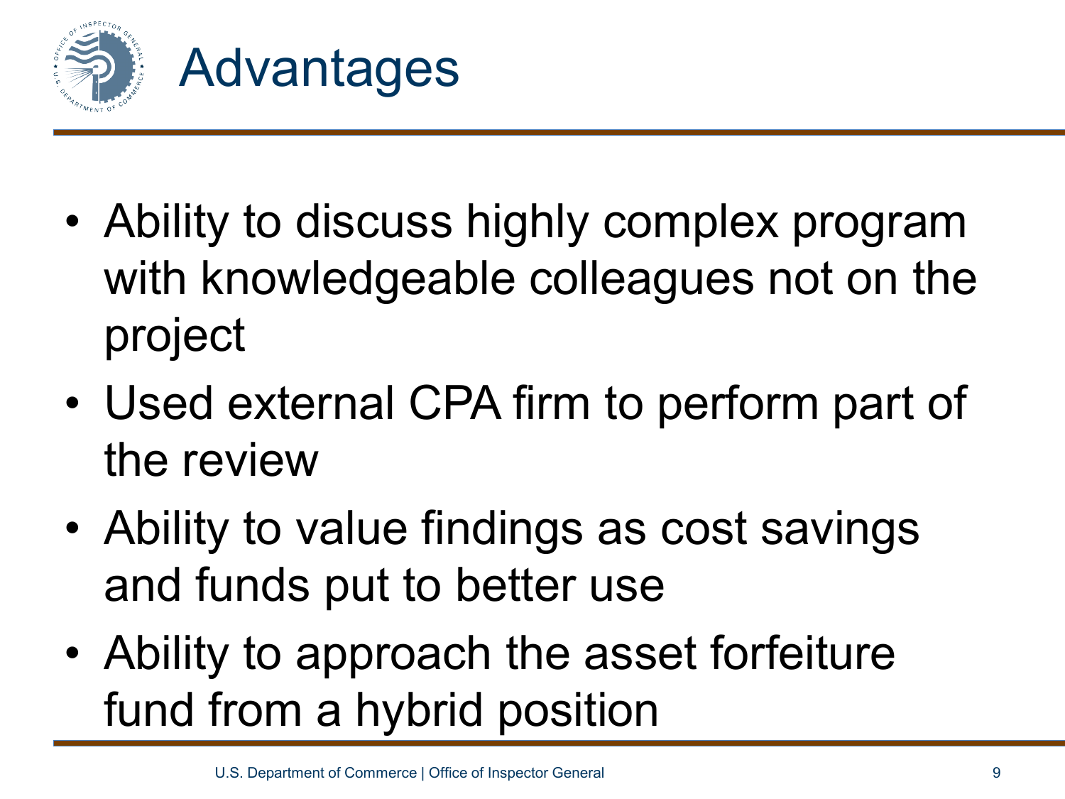# Advantages

- Ability to discuss highly complex program with knowledgeable colleagues not on the project
- Used external CPA firm to perform part of the review
- Ability to value findings as cost savings and funds put to better use
- Ability to approach the asset forfeiture fund from a hybrid position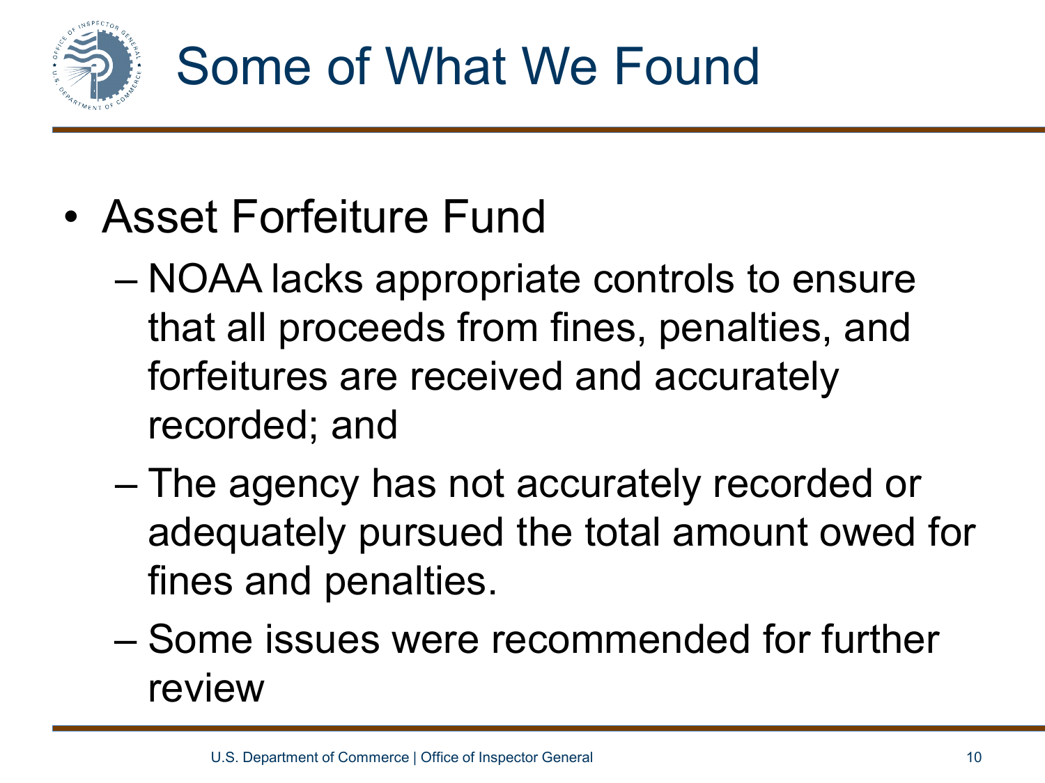# Some of What We Found

- Asset Forfeiture Fund
  - NOAA lacks appropriate controls to ensure that all proceeds from fines, penalties, and forfeitures are received and accurately recorded; and
  - The agency has not accurately recorded or adequately pursued the total amount owed for fines and penalties.
  - Some issues were recommended for further review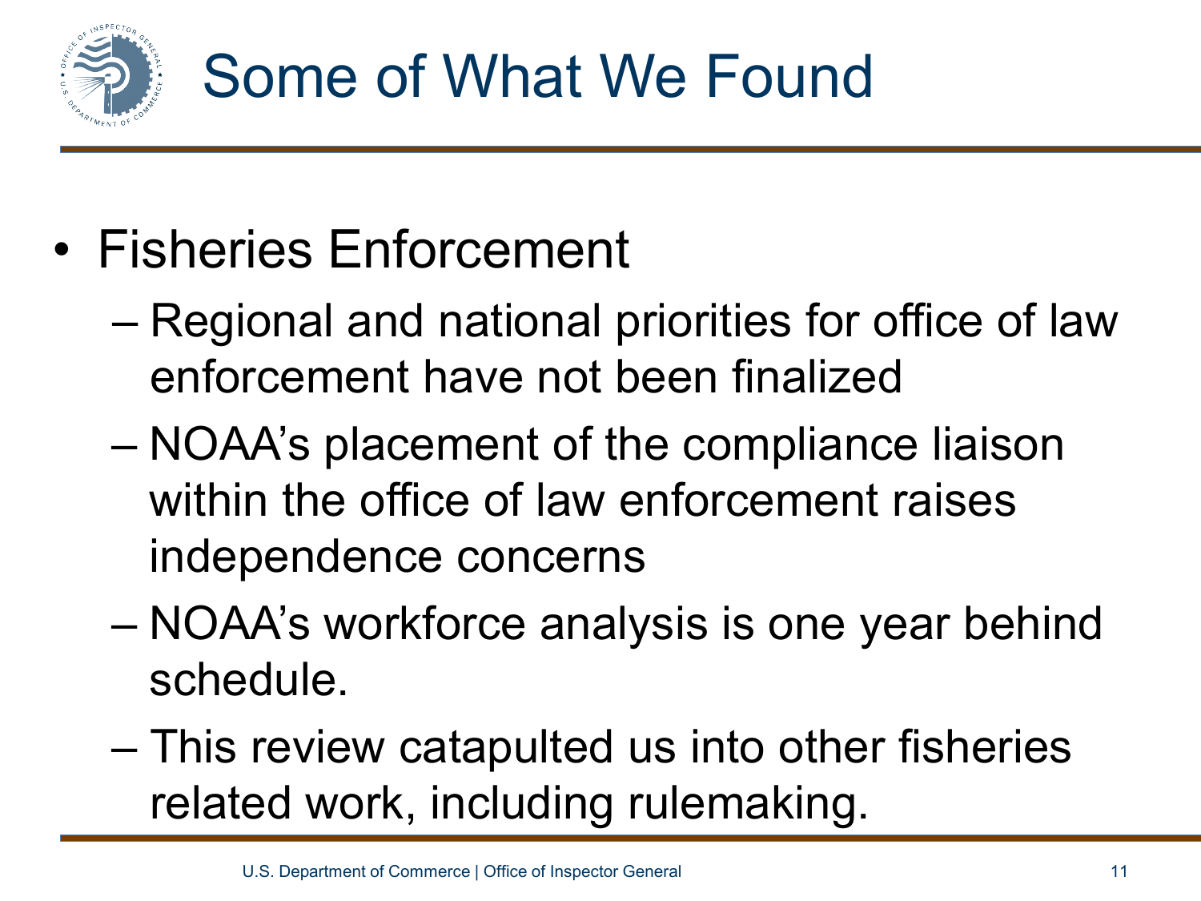# Some of What We Found

- Fisheries Enforcement
  - Regional and national priorities for office of law enforcement have not been finalized
  - NOAA's placement of the compliance liaison within the office of law enforcement raises independence concerns
  - NOAA's workforce analysis is one year behind schedule.
  - This review catapulted us into other fisheries related work, including rulemaking.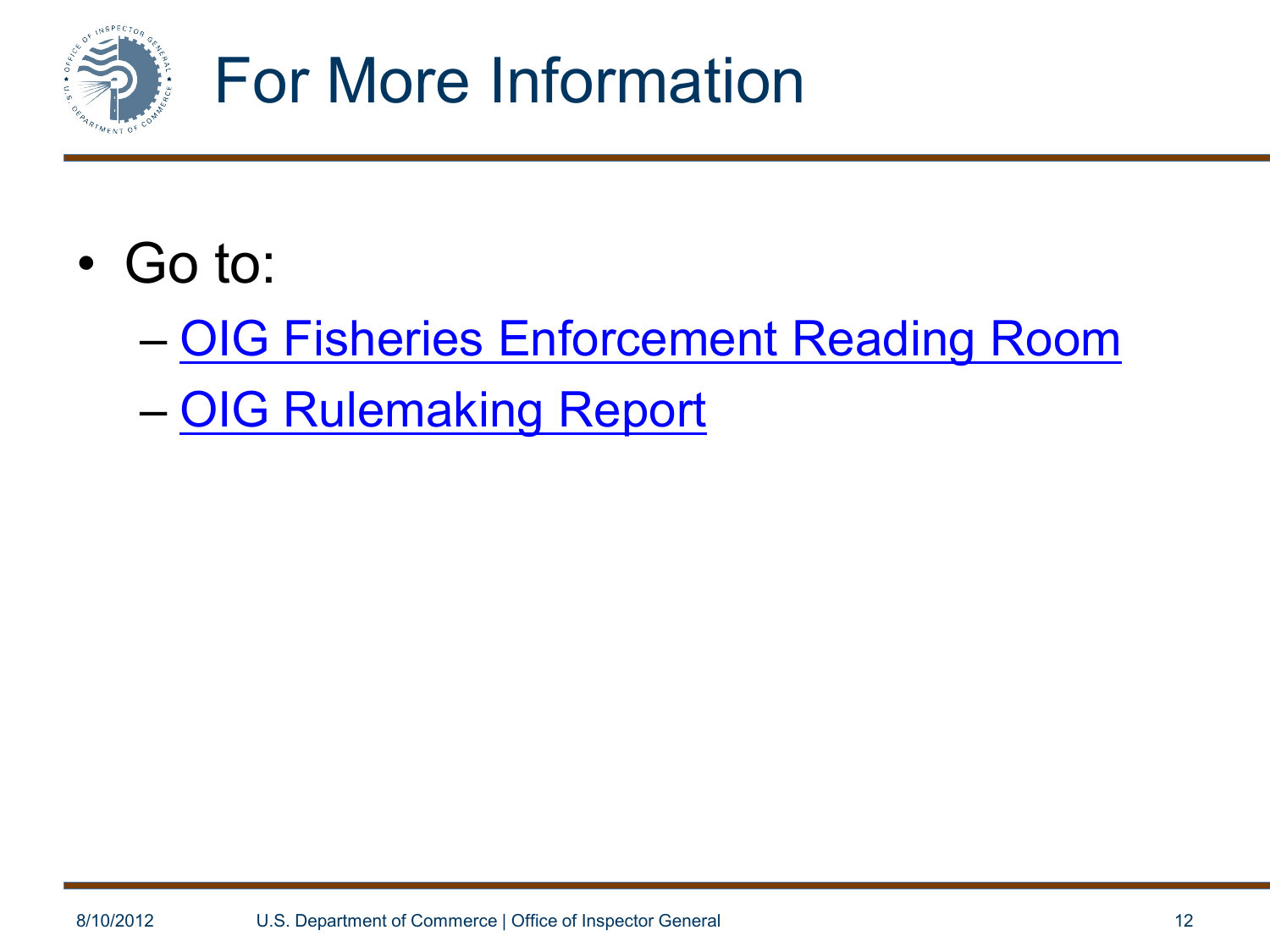# For More Information

- Go to:
  - OIG Fisheries Enforcement Reading Room
  - OIG Rulemaking Report